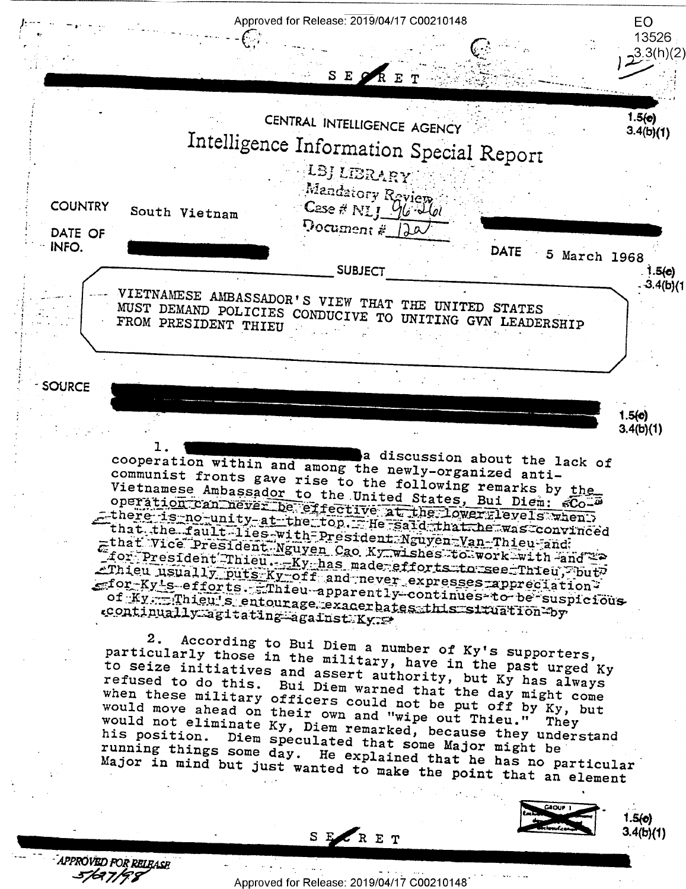SECRET

CENTRAL INTELLIGENCE AGENCY

# Intelligence Information Special Report

LBJ LIBRARY
Mandatory Review
Case # NLJ 96-261
Document # 12a

COUNTRY South Vietnam

DATE OF INFO.

DATE 5 March 1968

SUBJECT

VIETNAMESE AMBASSADOR'S VIEW THAT THE UNITED STATES MUST DEMAND POLICIES CONDUCIVE TO UNITING GVN LEADERSHIP FROM PRESIDENT THIEU

SOURCE

1.5(c)
3.4(b)(1)

1. a discussion about the lack of cooperation within and among the newly-organized anti-communist fronts gave rise to the following remarks by the Vietnamese Ambassador to the United States, Bui Diem: Co-operation can never be effective at the lower levels when there is no unity at the top. He said that he was convinced that the fault lies with President Nguyen Van Thieu and that Vice President Nguyen Cao Ky wishes to work with and for President Thieu. Ky has made efforts to see Thieu, but Thieu usually puts Ky off and never expresses appreciation for Ky's efforts. Thieu apparently continues to be suspicious of Ky. Thieu's entourage exacerbates this situation by continually agitating against Ky.

2. According to Bui Diem a number of Ky's supporters, particularly those in the military, have in the past urged Ky to seize initiatives and assert authority, but Ky has always refused to do this. Bui Diem warned that the day might come when these military officers could not be put off by Ky, but would move ahead on their own and "wipe out Thieu." They would not eliminate Ky, Diem remarked, because they understand his position. Diem speculated that some Major might be running things some day. He explained that he has no particular Major in mind but just wanted to make the point that an element

SECRET

APPROVED FOR RELEASE 5/27/98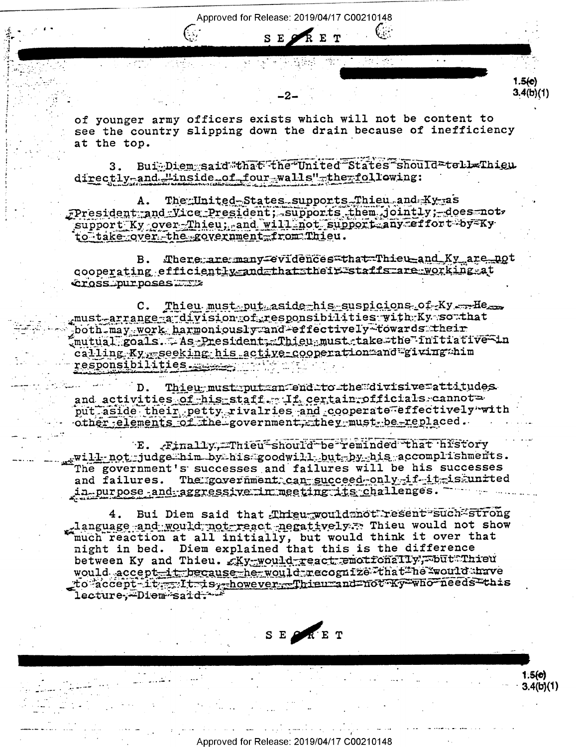of younger army officers exists which will not be content to see the country slipping down the drain because of inefficiency at the top.

3. Bui Diem said that the United States should tell Thieu directly and "inside of four walls" the following:

A. The United States supports Thieu and Ky as President and Vice President; supports them jointly; does not support Ky over Thieu; and will not support any effort by Ky to take over the government from Thieu.

B. There are many evidences that Thieu and Ky are not cooperating efficiently and that their staffs are working at cross purposes.

C. Thieu must put aside his suspicions of Ky. He must arrange a division of responsibilities with Ky so that both may work harmoniously and effectively towards their mutual goals. As President, Thieu must take the initiative in calling Ky, seeking his active cooperation and giving him responsibilities.

D. Thieu must put an end to the divisive attitudes and activities of his staff. If certain officials cannot put aside their petty rivalries and cooperate effectively with other elements of the government, they must be replaced.

E. Finally, Thieu should be reminded that history will not judge him by his goodwill but by his accomplishments. The government's successes and failures will be his successes and failures. The government can succeed only if it is united in purpose and aggressive in meeting its challenges.

4. Bui Diem said that Thieu would not resent such strong language and would not react negatively. Thieu would not show much reaction at all initially, but would think it over that night in bed. Diem explained that this is the difference between Ky and Thieu. Ky would react emotionally, but Thieu would accept it because he would recognize that he would have to accept it. It is, however, Thieu and not Ky who needs this lecture, Diem said.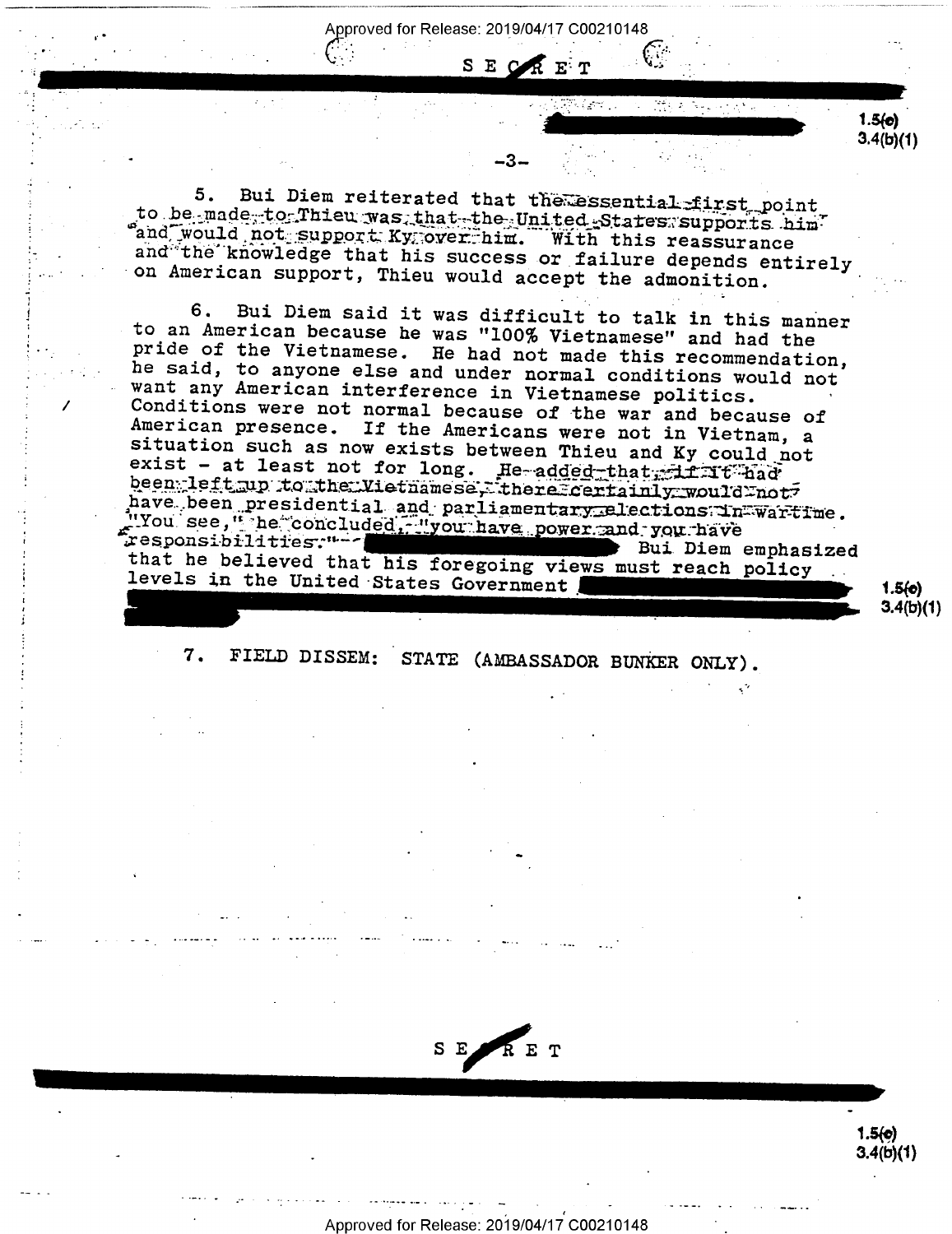Approved for Release: 2019/04/17 C00210148

SECRET

1.5(c)
3.4(b)(1)

5. Bui Diem reiterated that the essential first point to be made to Thieu was that the United States supports him and would not support Ky over him. With this reassurance and the knowledge that his success or failure depends entirely on American support, Thieu would accept the admonition.

6. Bui Diem said it was difficult to talk in this manner to an American because he was "100% Vietnamese" and had the pride of the Vietnamese. He had not made this recommendation, he said, to anyone else and under normal conditions would not want any American interference in Vietnamese politics. Conditions were not normal because of the war and because of American presence. If the Americans were not in Vietnam, a situation such as now exists between Thieu and Ky could not exist - at least not for long. He added that if it had been left up to the Vietnamese, there certainly would not have been presidential and parliamentary elections in wartime. "You see," he concluded, "you have power and you have responsibilities." [redacted] Bui Diem emphasized that he believed that his foregoing views must reach policy levels in the United States Government [redacted]

1.5(c)
3.4(b)(1)

7. FIELD DISSEM: STATE (AMBASSADOR BUNKER ONLY).

SECRET

1.5(c)
3.4(b)(1)

Approved for Release: 2019/04/17 C00210148